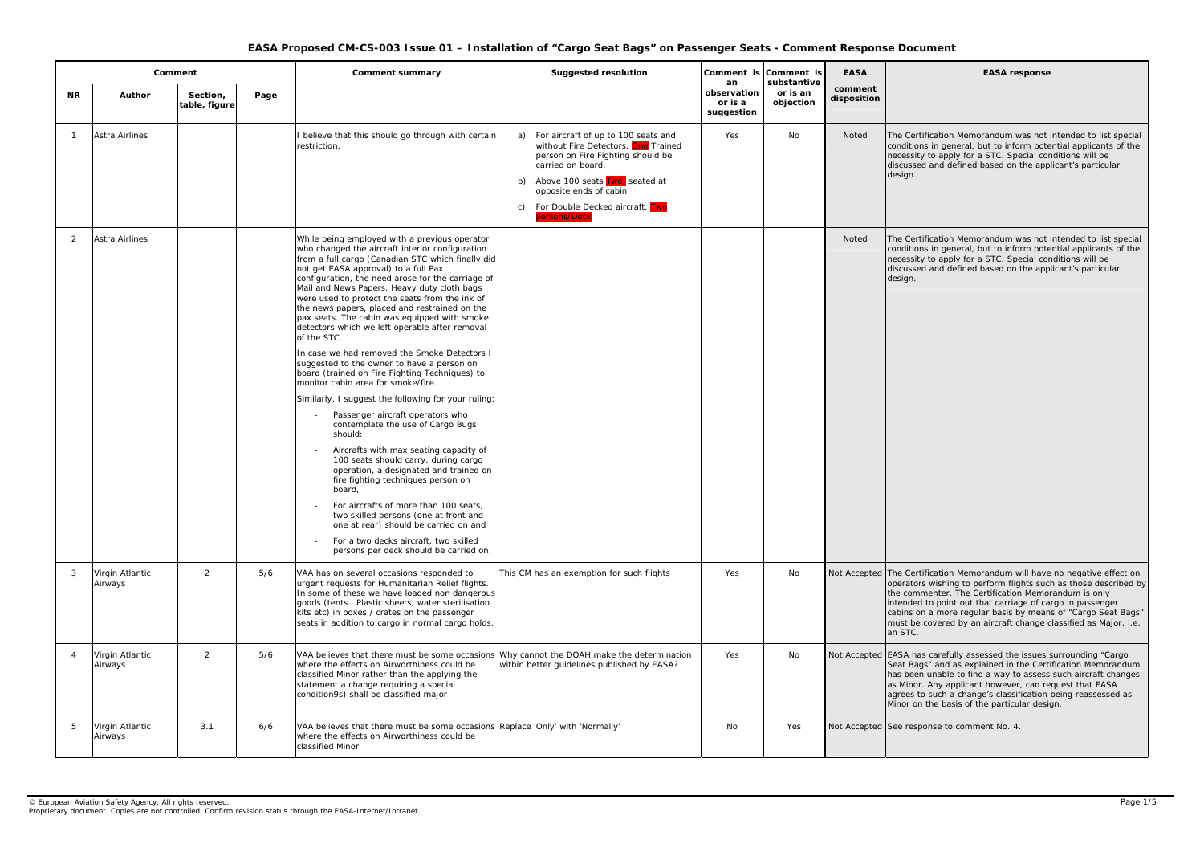# EASA Proposed CM-CS-003 Issue 01 – Installation of "Cargo Seat Bags" on Passenger Seats - Comment Response Document

| Comment | | | | Comment summary | Suggested resolution | Comment is an observation or is a suggestion | Comment is substantive or is an objection | EASA comment disposition | EASA response |
|---|---|---|---|---|---|---|---|---|---|
| NR | Author | Section, table, figure | Page | | | | | | |
| 1 | Astra Airlines | | | I believe that this should go through with certain restriction. | a) For aircraft of up to 100 seats and without Fire Detectors, One Trained person on Fire Fighting should be carried on board.<br>b) Above 100 seats Two, seated at opposite ends of cabin<br>c) For Double Decked aircraft, Two persons/Deck | Yes | No | Noted | The Certification Memorandum was not intended to list special conditions in general, but to inform potential applicants of the necessity to apply for a STC. Special conditions will be discussed and defined based on the applicant's particular design. |
| 2 | Astra Airlines | | | While being employed with a previous operator who changed the aircraft interior configuration from a full cargo (Canadian STC which finally did not get EASA approval) to a full Pax configuration, the need arose for the carriage of Mail and News Papers. Heavy duty cloth bags were used to protect the seats from the ink of the news papers, placed and restrained on the pax seats. The cabin was equipped with smoke detectors which we left operable after removal of the STC.<br><br>In case we had removed the Smoke Detectors I suggested to the owner to have a person on board (trained on Fire Fighting Techniques) to monitor cabin area for smoke/fire.<br><br>Similarly, I suggest the following for your ruling:<br>- Passenger aircraft operators who contemplate the use of Cargo Bugs should:<br>- Aircrafts with max seating capacity of 100 seats should carry, during cargo operation, a designated and trained on fire fighting techniques person on board,<br>- For aircrafts of more than 100 seats, two skilled persons (one at front and one at rear) should be carried on and<br>- For a two decks aircraft, two skilled persons per deck should be carried on. | | | | Noted | The Certification Memorandum was not intended to list special conditions in general, but to inform potential applicants of the necessity to apply for a STC. Special conditions will be discussed and defined based on the applicant's particular design. |
| 3 | Virgin Atlantic Airways | 2 | 5/6 | VAA has on several occasions responded to urgent requests for Humanitarian Relief flights. In some of these we have loaded non dangerous goods (tents , Plastic sheets, water sterilisation kits etc) in boxes / crates on the passenger seats in addition to cargo in normal cargo holds. | This CM has an exemption for such flights | Yes | No | Not Accepted | The Certification Memorandum will have no negative effect on operators wishing to perform flights such as those described by the commenter. The Certification Memorandum is only intended to point out that carriage of cargo in passenger cabins on a more regular basis by means of "Cargo Seat Bags" must be covered by an aircraft change classified as Major, i.e. an STC. |
| 4 | Virgin Atlantic Airways | 2 | 5/6 | VAA believes that there must be some occasions where the effects on Airworthiness could be classified Minor rather than the applying the statement a change requiring a special condition9s) shall be classified major | Why cannot the DOAH make the determination within better guidelines published by EASA? | Yes | No | Not Accepted | EASA has carefully assessed the issues surrounding "Cargo Seat Bags" and as explained in the Certification Memorandum has been unable to find a way to assess such aircraft changes as Minor. Any applicant however, can request that EASA agrees to such a change's classification being reassessed as Minor on the basis of the particular design. |
| 5 | Virgin Atlantic Airways | 3.1 | 6/6 | VAA believes that there must be some occasions where the effects on Airworthiness could be classified Minor | Replace 'Only' with 'Normally' | No | Yes | Not Accepted | See response to comment No. 4. |

© European Aviation Safety Agency. All rights reserved.
Proprietary document. Copies are not controlled. Confirm revision status through the EASA-Internet/Intranet.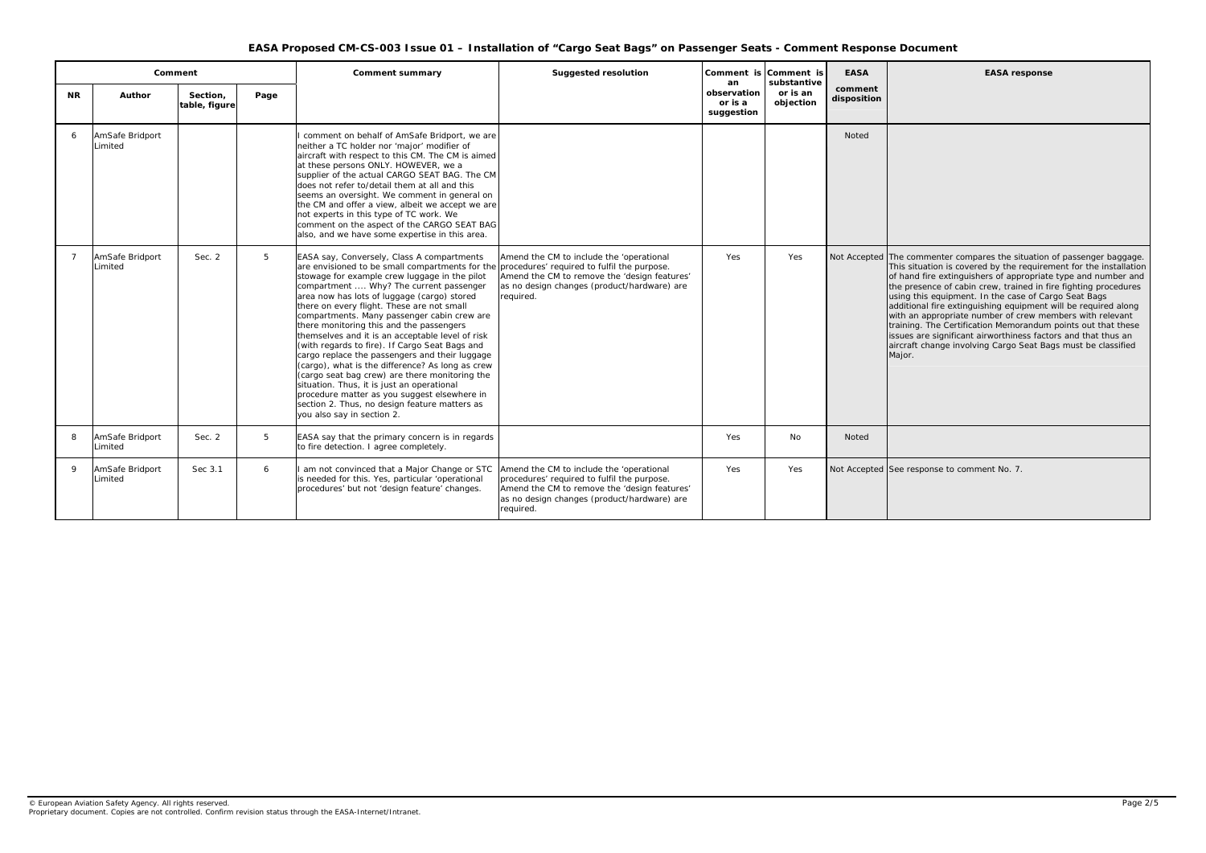# EASA Proposed CM-CS-003 Issue 01 – Installation of "Cargo Seat Bags" on Passenger Seats - Comment Response Document

| Comment | | | | Comment summary | Suggested resolution | Comment is an observation or is a suggestion | Comment is substantive or is an objection | EASA comment disposition | EASA response |
|---|---|---|---|---|---|---|---|---|---|
| NR | Author | Section, table, figure | Page | | | | | | |
| 6 | AmSafe Bridport Limited | | | I comment on behalf of AmSafe Bridport, we are neither a TC holder nor 'major' modifier of aircraft with respect to this CM. The CM is aimed at these persons ONLY. HOWEVER, we a supplier of the actual CARGO SEAT BAG. The CM does not refer to/detail them at all and this seems an oversight. We comment in general on the CM and offer a view, albeit we accept we are not experts in this type of TC work. We comment on the aspect of the CARGO SEAT BAG also, and we have some expertise in this area. | | | | Noted | |
| 7 | AmSafe Bridport Limited | Sec. 2 | 5 | EASA say, Conversely, Class A compartments are envisioned to be small compartments for the stowage for example crew luggage in the pilot compartment .... Why? The current passenger area now has lots of luggage (cargo) stored there on every flight. These are not small compartments. Many passenger cabin crew are there monitoring this and the passengers themselves and it is an acceptable level of risk (with regards to fire). If Cargo Seat Bags and cargo replace the passengers and their luggage (cargo), what is the difference? As long as crew (cargo seat bag crew) are there monitoring the situation. Thus, it is just an operational procedure matter as you suggest elsewhere in section 2. Thus, no design feature matters as you also say in section 2. | Amend the CM to include the 'operational procedures' required to fulfil the purpose. Amend the CM to remove the 'design features' as no design changes (product/hardware) are required. | Yes | Yes | Not Accepted | The commenter compares the situation of passenger baggage. This situation is covered by the requirement for the installation of hand fire extinguishers of appropriate type and number and the presence of cabin crew, trained in fire fighting procedures using this equipment. In the case of Cargo Seat Bags additional fire extinguishing equipment will be required along with an appropriate number of crew members with relevant training. The Certification Memorandum points out that these issues are significant airworthiness factors and that thus an aircraft change involving Cargo Seat Bags must be classified Major. |
| 8 | AmSafe Bridport Limited | Sec. 2 | 5 | EASA say that the primary concern is in regards to fire detection. I agree completely. | | Yes | No | Noted | |
| 9 | AmSafe Bridport Limited | Sec 3.1 | 6 | I am not convinced that a Major Change or STC is needed for this. Yes, particular 'operational procedures' but not 'design feature' changes. | Amend the CM to include the 'operational procedures' required to fulfil the purpose. Amend the CM to remove the 'design features' as no design changes (product/hardware) are required. | Yes | Yes | Not Accepted | See response to comment No. 7. |

© European Aviation Safety Agency. All rights reserved.
Proprietary document. Copies are not controlled. Confirm revision status through the EASA-Internet/Intranet.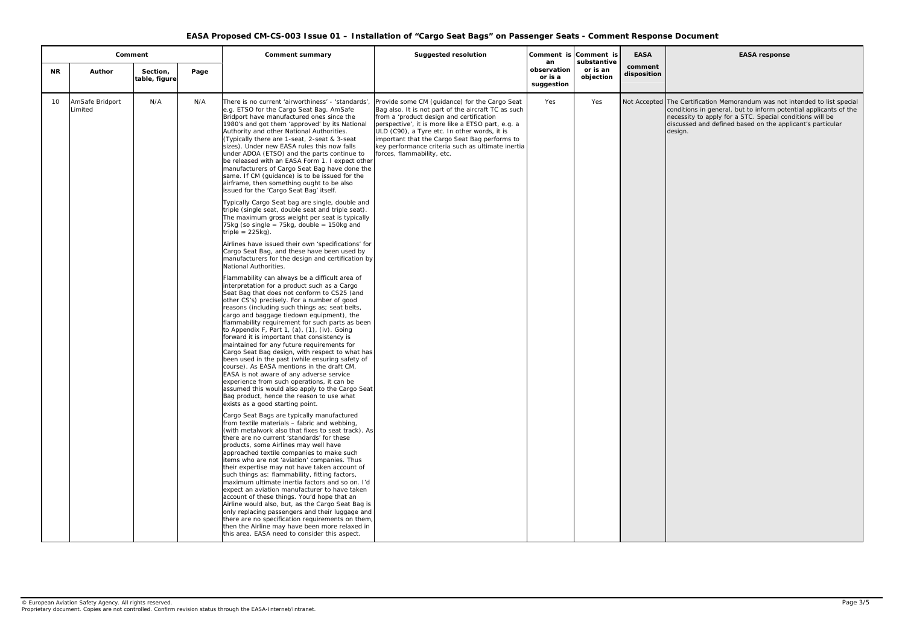# EASA Proposed CM-CS-003 Issue 01 – Installation of "Cargo Seat Bags" on Passenger Seats - Comment Response Document

| Comment | | | | Comment summary | Suggested resolution | Comment is an observation or is a suggestion | Comment is substantive or is an objection | EASA comment disposition | EASA response |
|---|---|---|---|---|---|---|---|---|---|
| NR | Author | Section, table, figure | Page | | | | | | |
| 10 | AmSafe Bridport Limited | N/A | N/A | There is no current 'airworthiness' - 'standards', e.g. ETSO for the Cargo Seat Bag. AmSafe Bridport have manufactured ones since the 1980's and got them 'approved' by its National Authority and other National Authorities. (Typically there are 1-seat, 2-seat & 3-seat sizes). Under new EASA rules this now falls under ADOA (ETSO) and the parts continue to be released with an EASA Form 1. I expect other manufacturers of Cargo Seat Bag have done the same. If CM (guidance) is to be issued for the airframe, then something ought to be also issued for the 'Cargo Seat Bag' itself.<br><br>Typically Cargo Seat bag are single, double and triple (single seat, double seat and triple seat). The maximum gross weight per seat is typically 75kg (so single = 75kg, double = 150kg and triple = 225kg).<br><br>Airlines have issued their own 'specifications' for Cargo Seat Bag, and these have been used by manufacturers for the design and certification by National Authorities.<br><br>Flammability can always be a difficult area of interpretation for a product such as a Cargo Seat Bag that does not conform to CS25 (and other CS's) precisely. For a number of good reasons (including such things as; seat belts, cargo and baggage tiedown equipment), the flammability requirement for such parts as been to Appendix F, Part 1, (a), (1), (iv). Going forward it is important that consistency is maintained for any future requirements for Cargo Seat Bag design, with respect to what has been used in the past (while ensuring safety of course). As EASA mentions in the draft CM, EASA is not aware of any adverse service experience from such operations, it can be assumed this would also apply to the Cargo Seat Bag product, hence the reason to use what exists as a good starting point.<br><br>Cargo Seat Bags are typically manufactured from textile materials – fabric and webbing, (with metalwork also that fixes to seat track). As there are no current 'standards' for these products, some Airlines may well have approached textile companies to make such items who are not 'aviation' companies. Thus their expertise may not have taken account of such things as: flammability, fitting factors, maximum ultimate inertia factors and so on. I'd expect an aviation manufacturer to have taken account of these things. You'd hope that an Airline would also, but, as the Cargo Seat Bag is only replacing passengers and their luggage and there are no specification requirements on them, then the Airline may have been more relaxed in this area. EASA need to consider this aspect. | Provide some CM (guidance) for the Cargo Seat Bag also. It is not part of the aircraft TC as such from a 'product design and certification perspective', it is more like a ETSO part, e.g. a ULD (C90), a Tyre etc. In other words, it is important that the Cargo Seat Bag performs to key performance criteria such as ultimate inertia forces, flammability, etc. | Yes | Yes | Not Accepted | The Certification Memorandum was not intended to list special conditions in general, but to inform potential applicants of the necessity to apply for a STC. Special conditions will be discussed and defined based on the applicant's particular design. |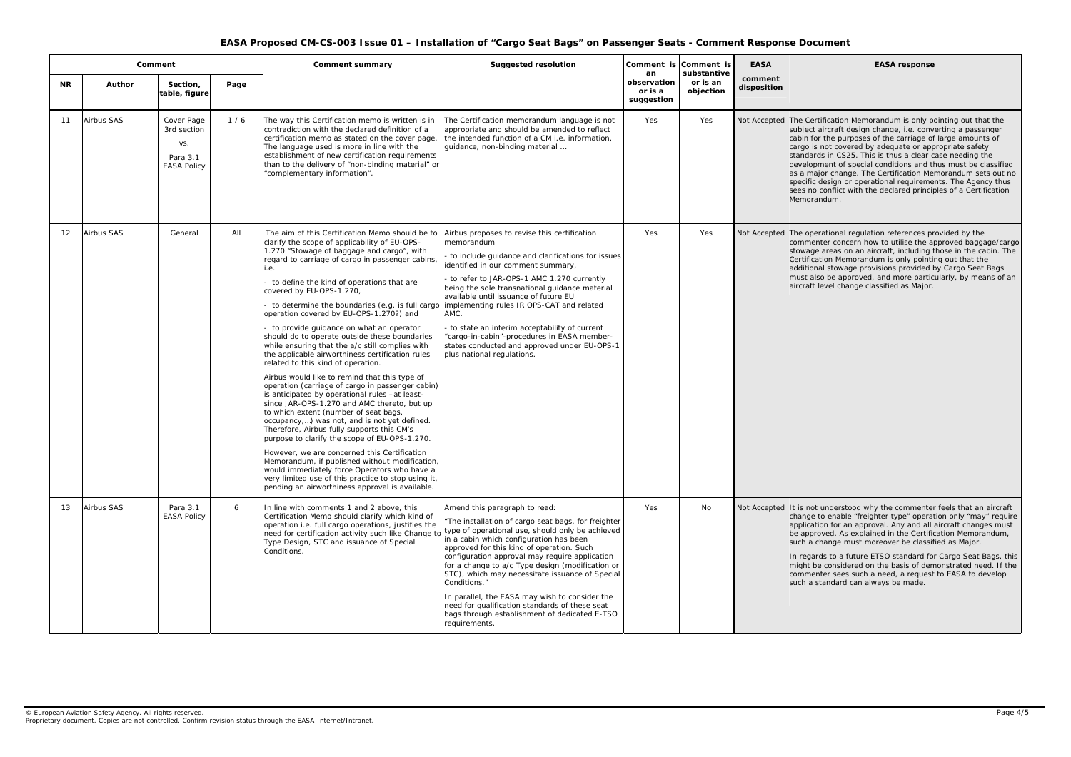# EASA Proposed CM-CS-003 Issue 01 – Installation of "Cargo Seat Bags" on Passenger Seats - Comment Response Document

| Comment | | | | Comment summary | Suggested resolution | Comment is an observation or is a suggestion | Comment is substantive or is an objection | EASA comment disposition | EASA response |
|---|---|---|---|---|---|---|---|---|---|
| NR | Author | Section, table, figure | Page | | | | | | |
| 11 | Airbus SAS | Cover Page 3rd section vs. Para 3.1 EASA Policy | 1 / 6 | The way this Certification memo is written is in contradiction with the declared definition of a certification memo as stated on the cover page. The language used is more in line with the establishment of new certification requirements than to the delivery of "non-binding material" or "complementary information". | The Certification memorandum language is not appropriate and should be amended to reflect the intended function of a CM i.e. information, guidance, non-binding material … | Yes | Yes | Not Accepted | The Certification Memorandum is only pointing out that the subject aircraft design change, i.e. converting a passenger cabin for the purposes of the carriage of large amounts of cargo is not covered by adequate or appropriate safety standards in CS25. This is thus a clear case needing the development of special conditions and thus must be classified as a major change. The Certification Memorandum sets out no specific design or operational requirements. The Agency thus sees no conflict with the declared principles of a Certification Memorandum. |
| 12 | Airbus SAS | General | All | The aim of this Certification Memo should be to clarify the scope of applicability of EU-OPS-1.270 "Stowage of baggage and cargo", with regard to carriage of cargo in passenger cabins, i.e.<br>- to define the kind of operations that are covered by EU-OPS-1.270,<br>- to determine the boundaries (e.g. is full cargo operation covered by EU-OPS-1.270?) and<br>- to provide guidance on what an operator should do to operate outside these boundaries while ensuring that the a/c still complies with the applicable airworthiness certification rules related to this kind of operation.<br>Airbus would like to remind that this type of operation (carriage of cargo in passenger cabin) is anticipated by operational rules –at least-since JAR-OPS-1.270 and AMC thereto, but up to which extent (number of seat bags, occupancy,...) was not, and is not yet defined. Therefore, Airbus fully supports this CM's purpose to clarify the scope of EU-OPS-1.270.<br>However, we are concerned this Certification Memorandum, if published without modification, would immediately force Operators who have a very limited use of this practice to stop using it, pending an airworthiness approval is available. | Airbus proposes to revise this certification memorandum<br>- to include guidance and clarifications for issues identified in our comment summary,<br>- to refer to JAR-OPS-1 AMC 1.270 currently being the sole transnational guidance material available until issuance of future EU implementing rules IR OPS-CAT and related AMC.<br>- to state an interim acceptability of current "cargo-in-cabin"-procedures in EASA member-states conducted and approved under EU-OPS-1 plus national regulations. | Yes | Yes | Not Accepted | The operational regulation references provided by the commenter concern how to utilise the approved baggage/cargo stowage areas on an aircraft, including those in the cabin. The Certification Memorandum is only pointing out that the additional stowage provisions provided by Cargo Seat Bags must also be approved, and more particularly, by means of an aircraft level change classified as Major. |
| 13 | Airbus SAS | Para 3.1 EASA Policy | 6 | In line with comments 1 and 2 above, this Certification Memo should clarify which kind of operation i.e. full cargo operations, justifies the need for certification activity such like Change to Type Design, STC and issuance of Special Conditions. | Amend this paragraph to read:<br>"The installation of cargo seat bags, for freighter type of operational use, should only be achieved in a cabin which configuration has been approved for this kind of operation. Such configuration approval may require application for a change to a/c Type design (modification or STC), which may necessitate issuance of Special Conditions."<br>In parallel, the EASA may wish to consider the need for qualification standards of these seat bags through establishment of dedicated E-TSO requirements. | Yes | No | Not Accepted | It is not understood why the commenter feels that an aircraft change to enable "freighter type" operation only "may" require application for an approval. Any and all aircraft changes must be approved. As explained in the Certification Memorandum, such a change must moreover be classified as Major.<br>In regards to a future ETSO standard for Cargo Seat Bags, this might be considered on the basis of demonstrated need. If the commenter sees such a need, a request to EASA to develop such a standard can always be made. |

© European Aviation Safety Agency. All rights reserved.
Proprietary document. Copies are not controlled. Confirm revision status through the EASA-Internet/Intranet.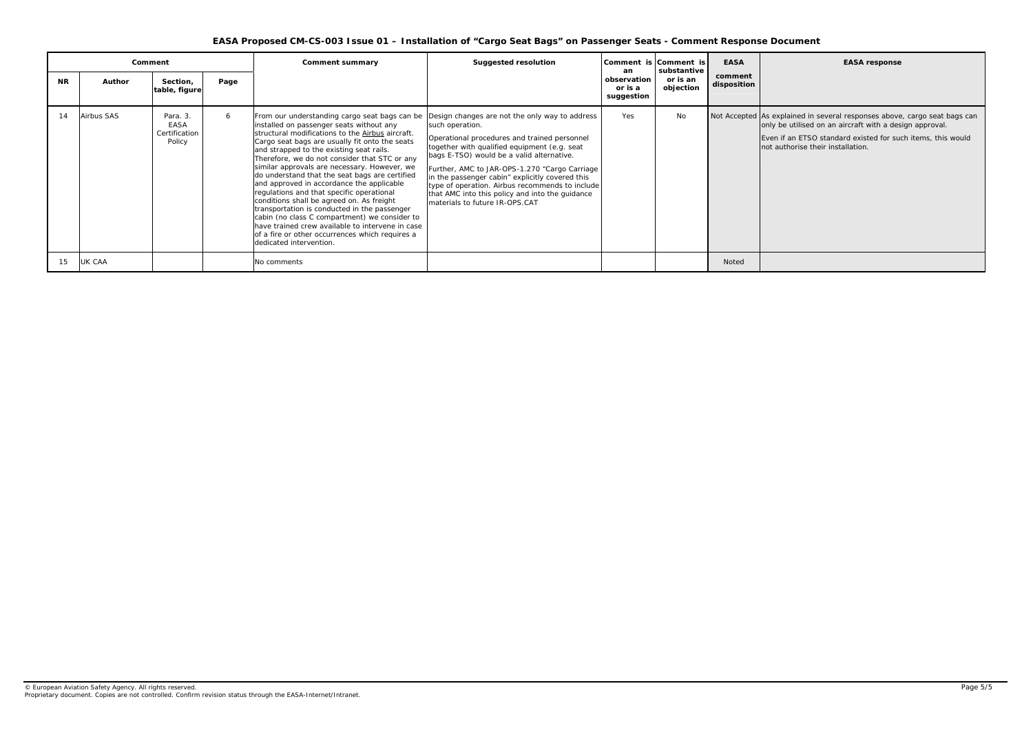# EASA Proposed CM-CS-003 Issue 01 – Installation of "Cargo Seat Bags" on Passenger Seats - Comment Response Document

| Comment | | | | Comment summary | Suggested resolution | Comment is an observation or is a suggestion | Comment is substantive or is an objection | EASA comment disposition | EASA response |
|---|---|---|---|---|---|---|---|---|---|
| NR | Author | Section, table, figure | Page | | | | | | |
| 14 | Airbus SAS | Para. 3. EASA Certification Policy | 6 | From our understanding cargo seat bags can be installed on passenger seats without any structural modifications to the Airbus aircraft. Cargo seat bags are usually fit onto the seats and strapped to the existing seat rails. Therefore, we do not consider that STC or any similar approvals are necessary. However, we do understand that the seat bags are certified and approved in accordance the applicable regulations and that specific operational conditions shall be agreed on. As freight transportation is conducted in the passenger cabin (no class C compartment) we consider to have trained crew available to intervene in case of a fire or other occurrences which requires a dedicated intervention. | Design changes are not the only way to address such operation.<br><br>Operational procedures and trained personnel together with qualified equipment (e.g. seat bags E-TSO) would be a valid alternative.<br><br>Further, AMC to JAR-OPS-1.270 "Cargo Carriage in the passenger cabin" explicitly covered this type of operation. Airbus recommends to include that AMC into this policy and into the guidance materials to future IR-OPS.CAT | Yes | No | Not Accepted | As explained in several responses above, cargo seat bags can only be utilised on an aircraft with a design approval.<br><br>Even if an ETSO standard existed for such items, this would not authorise their installation. |
| 15 | UK CAA | | | No comments | | | | Noted | |